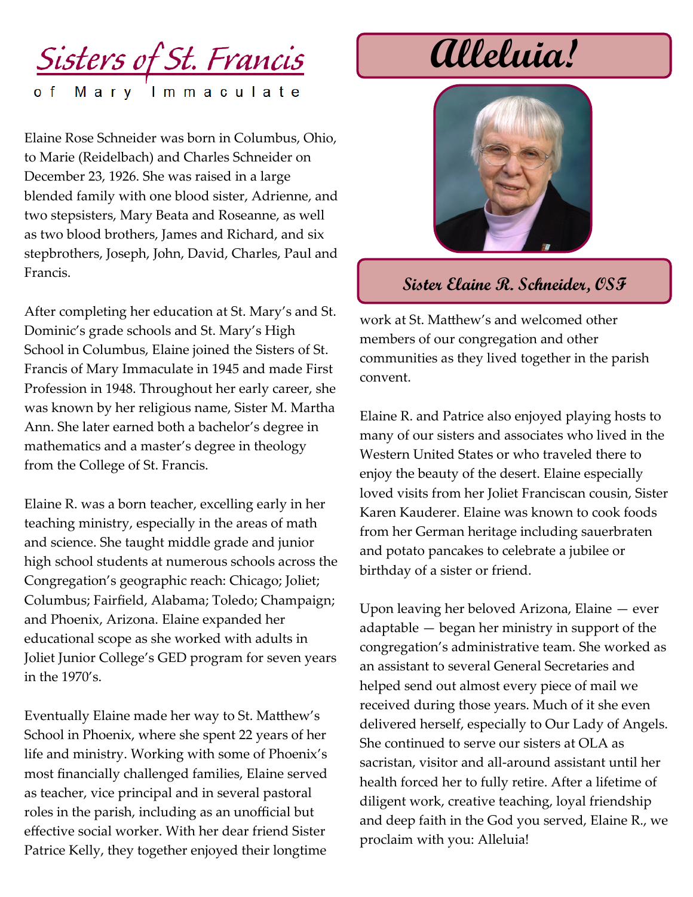# Sisters of St. Francis

of Mary Immaculate

# Alleluia!

## Sister Elaine R. Schneider, OSF

Elaine Rose Schneider was born in Columbus, Ohio, to Marie (Reidelbach) and Charles Schneider on December 23, 1926. She was raised in a large blended family with one blood sister, Adrienne, and two stepsisters, Mary Beata and Roseanne, as well as two blood brothers, James and Richard, and six stepbrothers, Joseph, John, David, Charles, Paul and Francis.

After completing her education at St. Mary's and St. Dominic's grade schools and St. Mary's High School in Columbus, Elaine joined the Sisters of St. Francis of Mary Immaculate in 1945 and made First Profession in 1948. Throughout her early career, she was known by her religious name, Sister M. Martha Ann. She later earned both a bachelor's degree in mathematics and a master's degree in theology from the College of St. Francis.

Elaine R. was a born teacher, excelling early in her teaching ministry, especially in the areas of math and science. She taught middle grade and junior high school students at numerous schools across the Congregation's geographic reach: Chicago; Joliet; Columbus; Fairfield, Alabama; Toledo; Champaign; and Phoenix, Arizona. Elaine expanded her educational scope as she worked with adults in Joliet Junior College's GED program for seven years in the 1970's.

Eventually Elaine made her way to St. Matthew's School in Phoenix, where she spent 22 years of her life and ministry. Working with some of Phoenix's most financially challenged families, Elaine served as teacher, vice principal and in several pastoral roles in the parish, including as an unofficial but effective social worker. With her dear friend Sister Patrice Kelly, they together enjoyed their longtime work at St. Matthew's and welcomed other members of our congregation and other communities as they lived together in the parish convent.

Elaine R. and Patrice also enjoyed playing hosts to many of our sisters and associates who lived in the Western United States or who traveled there to enjoy the beauty of the desert. Elaine especially loved visits from her Joliet Franciscan cousin, Sister Karen Kauderer. Elaine was known to cook foods from her German heritage including sauerbraten and potato pancakes to celebrate a jubilee or birthday of a sister or friend.

Upon leaving her beloved Arizona, Elaine — ever adaptable — began her ministry in support of the congregation's administrative team. She worked as an assistant to several General Secretaries and helped send out almost every piece of mail we received during those years. Much of it she even delivered herself, especially to Our Lady of Angels. She continued to serve our sisters at OLA as sacristan, visitor and all-around assistant until her health forced her to fully retire. After a lifetime of diligent work, creative teaching, loyal friendship and deep faith in the God you served, Elaine R., we proclaim with you: Alleluia!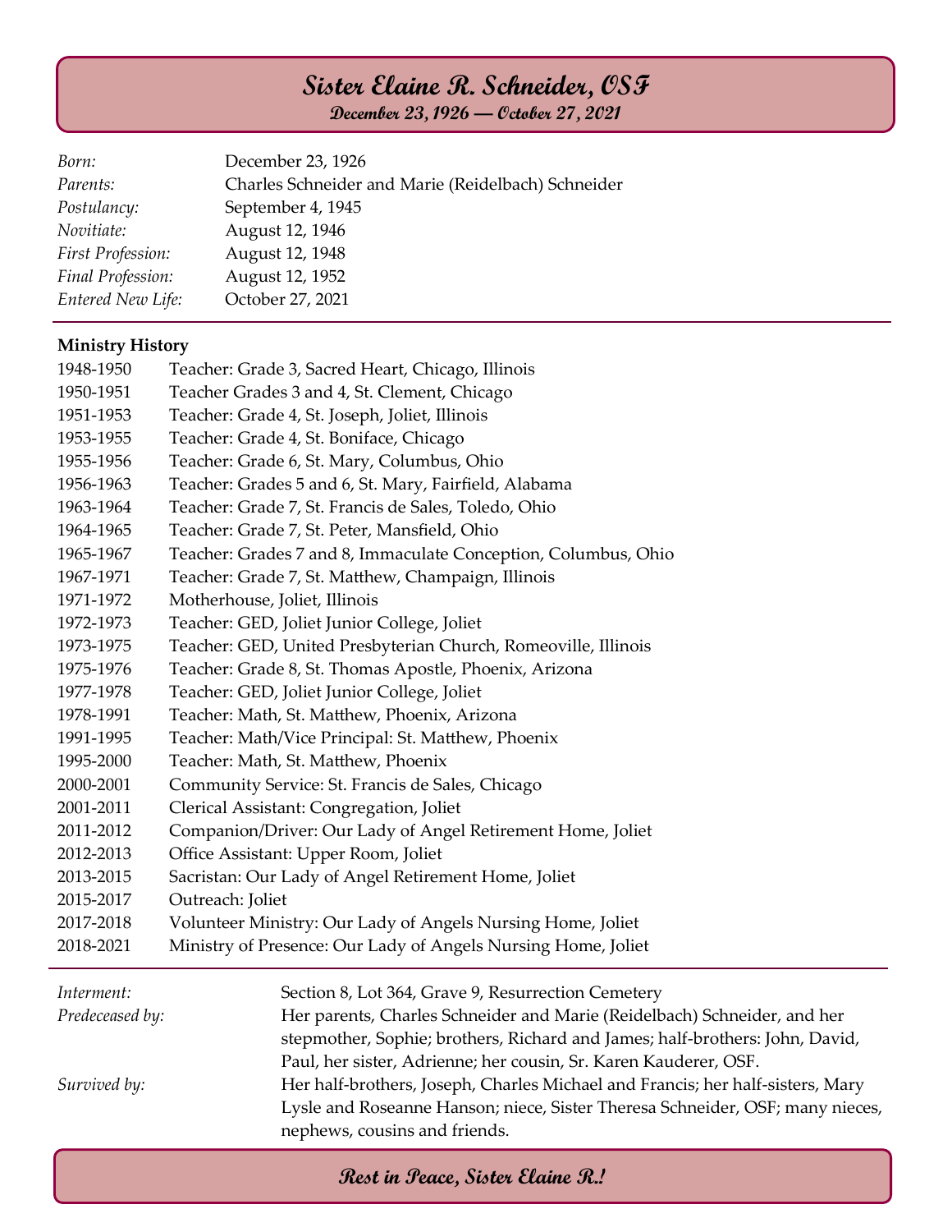# Sister Elaine R. Schneider, OSF

**December 23, 1926 — October 27, 2021**

| | |
|---|---|
| *Born:* | December 23, 1926 |
| *Parents:* | Charles Schneider and Marie (Reidelbach) Schneider |
| *Postulancy:* | September 4, 1945 |
| *Novitiate:* | August 12, 1946 |
| *First Profession:* | August 12, 1948 |
| *Final Profession:* | August 12, 1952 |
| *Entered New Life:* | October 27, 2021 |

**Ministry History**

| | |
|---|---|
| 1948-1950 | Teacher: Grade 3, Sacred Heart, Chicago, Illinois |
| 1950-1951 | Teacher Grades 3 and 4, St. Clement, Chicago |
| 1951-1953 | Teacher: Grade 4, St. Joseph, Joliet, Illinois |
| 1953-1955 | Teacher: Grade 4, St. Boniface, Chicago |
| 1955-1956 | Teacher: Grade 6, St. Mary, Columbus, Ohio |
| 1956-1963 | Teacher: Grades 5 and 6, St. Mary, Fairfield, Alabama |
| 1963-1964 | Teacher: Grade 7, St. Francis de Sales, Toledo, Ohio |
| 1964-1965 | Teacher: Grade 7, St. Peter, Mansfield, Ohio |
| 1965-1967 | Teacher: Grades 7 and 8, Immaculate Conception, Columbus, Ohio |
| 1967-1971 | Teacher: Grade 7, St. Matthew, Champaign, Illinois |
| 1971-1972 | Motherhouse, Joliet, Illinois |
| 1972-1973 | Teacher: GED, Joliet Junior College, Joliet |
| 1973-1975 | Teacher: GED, United Presbyterian Church, Romeoville, Illinois |
| 1975-1976 | Teacher: Grade 8, St. Thomas Apostle, Phoenix, Arizona |
| 1977-1978 | Teacher: GED, Joliet Junior College, Joliet |
| 1978-1991 | Teacher: Math, St. Matthew, Phoenix, Arizona |
| 1991-1995 | Teacher: Math/Vice Principal: St. Matthew, Phoenix |
| 1995-2000 | Teacher: Math, St. Matthew, Phoenix |
| 2000-2001 | Community Service: St. Francis de Sales, Chicago |
| 2001-2011 | Clerical Assistant: Congregation, Joliet |
| 2011-2012 | Companion/Driver: Our Lady of Angel Retirement Home, Joliet |
| 2012-2013 | Office Assistant: Upper Room, Joliet |
| 2013-2015 | Sacristan: Our Lady of Angel Retirement Home, Joliet |
| 2015-2017 | Outreach: Joliet |
| 2017-2018 | Volunteer Ministry: Our Lady of Angels Nursing Home, Joliet |
| 2018-2021 | Ministry of Presence: Our Lady of Angels Nursing Home, Joliet |

| | |
|---|---|
| *Interment:* | Section 8, Lot 364, Grave 9, Resurrection Cemetery |
| *Predeceased by:* | Her parents, Charles Schneider and Marie (Reidelbach) Schneider, and her stepmother, Sophie; brothers, Richard and James; half-brothers: John, David, Paul, her sister, Adrienne; her cousin, Sr. Karen Kauderer, OSF. |
| *Survived by:* | Her half-brothers, Joseph, Charles Michael and Francis; her half-sisters, Mary Lysle and Roseanne Hanson; niece, Sister Theresa Schneider, OSF; many nieces, nephews, cousins and friends. |

**Rest in Peace, Sister Elaine R.!**